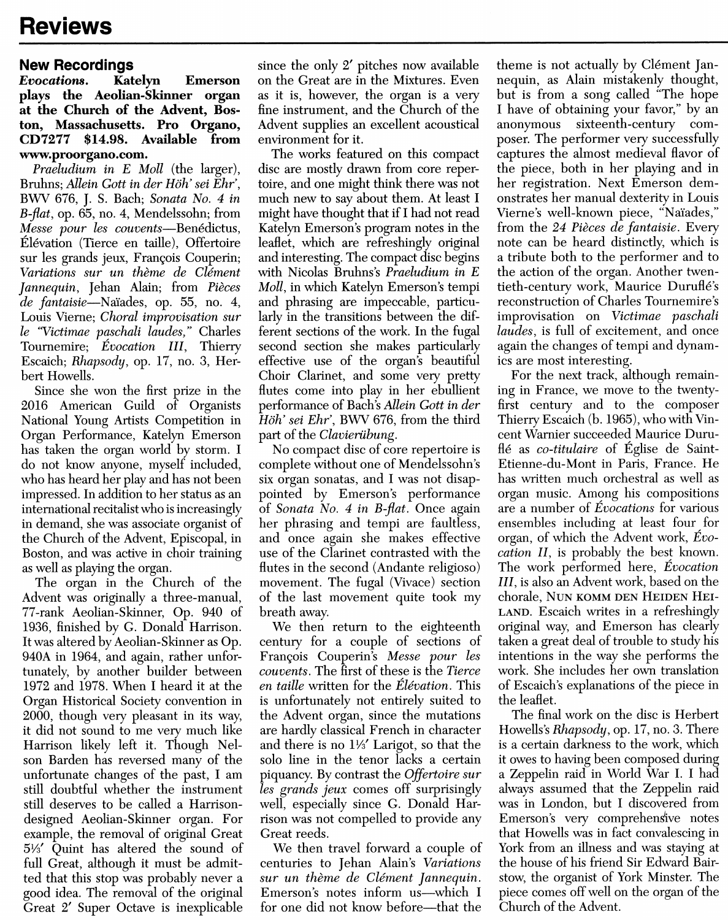# Reviews

## New Recordings

**Evocations. Katelyn Emerson plays the Aeolian-Skinner organ at the Church of the Advent, Boston, Massachusetts. Pro Organo, CD7277 $14.98. Available from www.proorgano.com.**

*Praeludium in E Moll* (the larger), Bruhns; *Allein Gott in der Höh' sei Ehr'*, BWV 676, J. S. Bach; *Sonata No. 4 in B-flat*, op. 65, no. 4, Mendelssohn; from *Messe pour les couvents*—Benédictus, Élévation (Tierce en taille), Offertoire sur les grands jeux, François Couperin; *Variations sur un thème de Clément Jannequin*, Jehan Alain; from *Pièces de fantaisie*—Naïades, op. 55, no. 4, Louis Vierne; *Choral improvisation sur le "Victimae paschali laudes,"* Charles Tournemire; *Évocation III*, Thierry Escaich; *Rhapsody*, op. 17, no. 3, Herbert Howells.

Since she won the first prize in the 2016 American Guild of Organists National Young Artists Competition in Organ Performance, Katelyn Emerson has taken the organ world by storm. I do not know anyone, myself included, who has heard her play and has not been impressed. In addition to her status as an international recitalist who is increasingly in demand, she was associate organist of the Church of the Advent, Episcopal, in Boston, and was active in choir training as well as playing the organ.

The organ in the Church of the Advent was originally a three-manual, 77-rank Aeolian-Skinner, Op. 940 of 1936, finished by G. Donald Harrison. It was altered by Aeolian-Skinner as Op. 940A in 1964, and again, rather unfortunately, by another builder between 1972 and 1978. When I heard it at the Organ Historical Society convention in 2000, though very pleasant in its way, it did not sound to me very much like Harrison likely left it. Though Nelson Barden has reversed many of the unfortunate changes of the past, I am still doubtful whether the instrument still deserves to be called a Harrison-designed Aeolian-Skinner organ. For example, the removal of original Great 5⅓′ Quint has altered the sound of full Great, although it must be admitted that this stop was probably never a good idea. The removal of the original Great 2′ Super Octave is inexplicable since the only 2′ pitches now available on the Great are in the Mixtures. Even as it is, however, the organ is a very fine instrument, and the Church of the Advent supplies an excellent acoustical environment for it.

The works featured on this compact disc are mostly drawn from core repertoire, and one might think there was not much new to say about them. At least I might have thought that if I had not read Katelyn Emerson's program notes in the leaflet, which are refreshingly original and interesting. The compact disc begins with Nicolas Bruhns's *Praeludium in E Moll*, in which Katelyn Emerson's tempi and phrasing are impeccable, particularly in the transitions between the different sections of the work. In the fugal second section she makes particularly effective use of the organ's beautiful Choir Clarinet, and some very pretty flutes come into play in her ebullient performance of Bach's *Allein Gott in der Höh' sei Ehr'*, BWV 676, from the third part of the *Clavierübung*.

No compact disc of core repertoire is complete without one of Mendelssohn's six organ sonatas, and I was not disappointed by Emerson's performance of *Sonata No. 4 in B-flat*. Once again her phrasing and tempi are faultless, and once again she makes effective use of the Clarinet contrasted with the flutes in the second (Andante religioso) movement. The fugal (Vivace) section of the last movement quite took my breath away.

We then return to the eighteenth century for a couple of sections of François Couperin's *Messe pour les couvents*. The first of these is the *Tierce en taille* written for the *Élévation*. This is unfortunately not entirely suited to the Advent organ, since the mutations are hardly classical French in character and there is no 1⅓′ Larigot, so that the solo line in the tenor lacks a certain piquancy. By contrast the *Offertoire sur les grands jeux* comes off surprisingly well, especially since G. Donald Harrison was not compelled to provide any Great reeds.

We then travel forward a couple of centuries to Jehan Alain's *Variations sur un thème de Clément Jannequin*. Emerson's notes inform us—which I for one did not know before—that the theme is not actually by Clément Jannequin, as Alain mistakenly thought, but is from a song called "The hope I have of obtaining your favor," by an anonymous sixteenth-century composer. The performer very successfully captures the almost medieval flavor of the piece, both in her playing and in her registration. Next Emerson demonstrates her manual dexterity in Louis Vierne's well-known piece, "Naïades," from the *24 Pièces de fantaisie*. Every note can be heard distinctly, which is a tribute both to the performer and to the action of the organ. Another twentieth-century work, Maurice Duruflé's reconstruction of Charles Tournemire's improvisation on *Victimae paschali laudes*, is full of excitement, and once again the changes of tempi and dynamics are most interesting.

For the next track, although remaining in France, we move to the twenty-first century and to the composer Thierry Escaich (b. 1965), who with Vincent Warnier succeeded Maurice Duruflé as *co-titulaire* of Église de Saint-Etienne-du-Mont in Paris, France. He has written much orchestral as well as organ music. Among his compositions are a number of *Évocations* for various ensembles including at least four for organ, of which the Advent work, *Évocation II*, is probably the best known. The work performed here, *Évocation III*, is also an Advent work, based on the chorale, NUN KOMM DEN HEIDEN HEILAND. Escaich writes in a refreshingly original way, and Emerson has clearly taken a great deal of trouble to study his intentions in the way she performs the work. She includes her own translation of Escaich's explanations of the piece in the leaflet.

The final work on the disc is Herbert Howells's *Rhapsody*, op. 17, no. 3. There is a certain darkness to the work, which it owes to having been composed during a Zeppelin raid in World War I. I had always assumed that the Zeppelin raid was in London, but I discovered from Emerson's very comprehensive notes that Howells was in fact convalescing in York from an illness and was staying at the house of his friend Sir Edward Bairstow, the organist of York Minster. The piece comes off well on the organ of the Church of the Advent.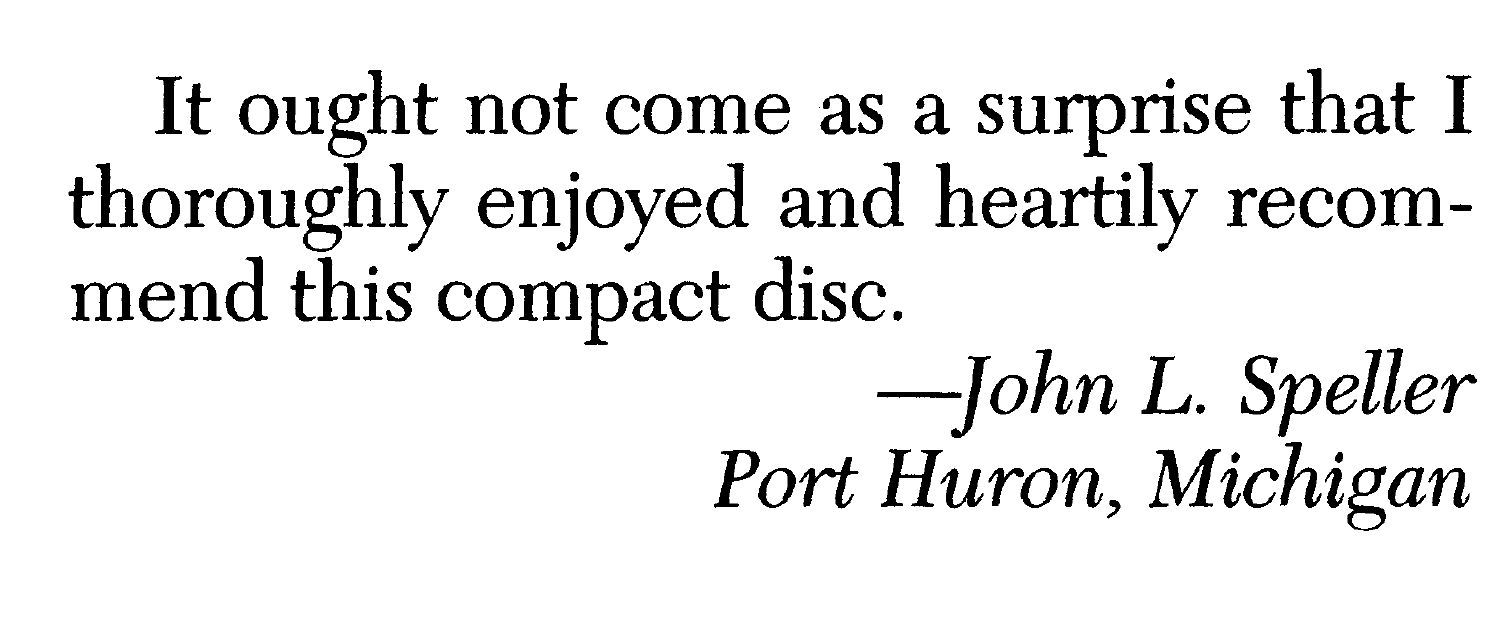It ought not come as a surprise that I thoroughly enjoyed and heartily recommend this compact disc.

*—John L. Speller*
*Port Huron, Michigan*